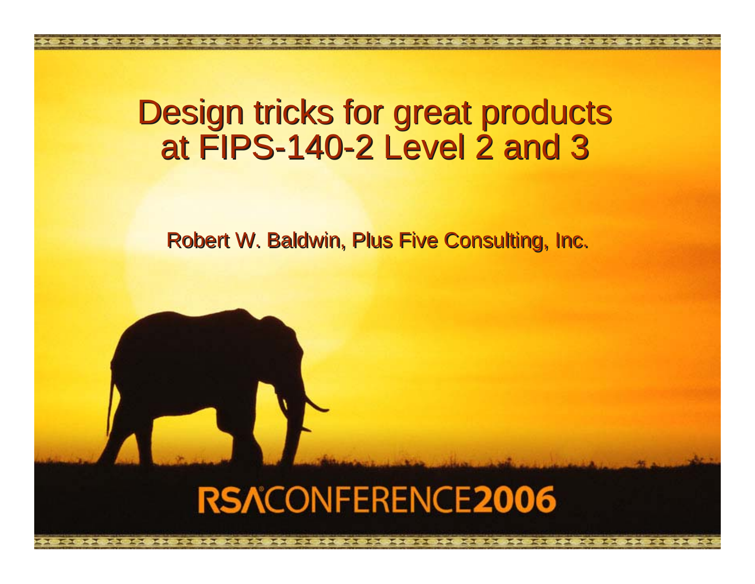# Design tricks for great products at FIPS-140-2 Level 2 and 3

Robert W. Baldwin, Plus Five Consulting, Inc.

RSACONFERENCE2006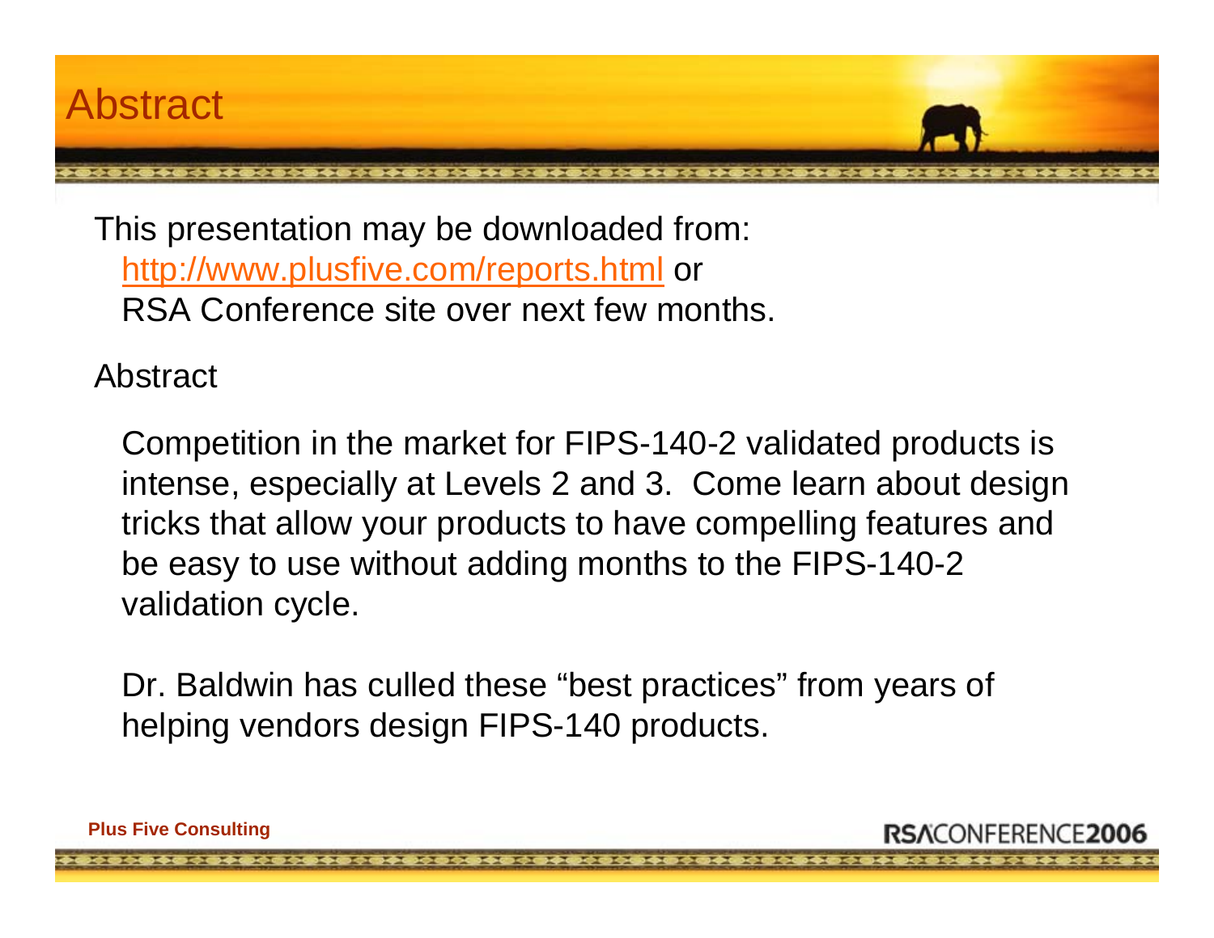# Abstract

This presentation may be downloaded from:
http://www.plusfive.com/reports.html or
RSA Conference site over next few months.

Abstract

Competition in the market for FIPS-140-2 validated products is intense, especially at Levels 2 and 3. Come learn about design tricks that allow your products to have compelling features and be easy to use without adding months to the FIPS-140-2 validation cycle.

Dr. Baldwin has culled these “best practices” from years of helping vendors design FIPS-140 products.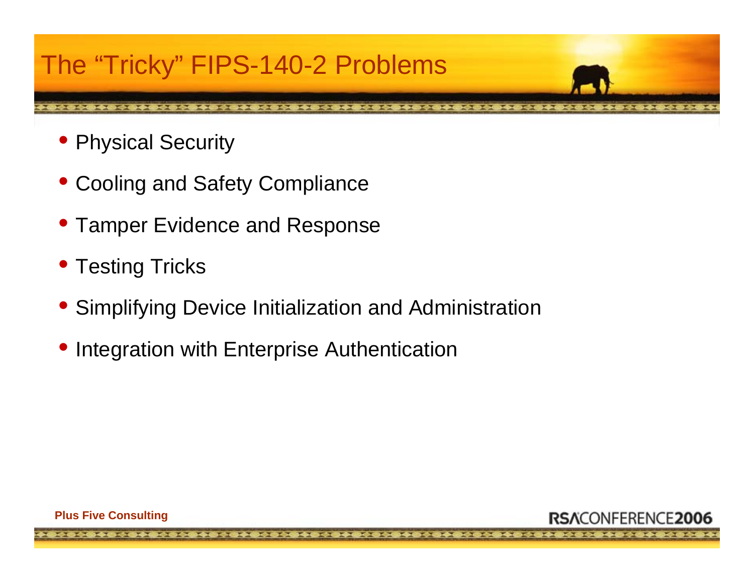# The "Tricky" FIPS-140-2 Problems

- Physical Security
- Cooling and Safety Compliance
- Tamper Evidence and Response
- Testing Tricks
- Simplifying Device Initialization and Administration
- Integration with Enterprise Authentication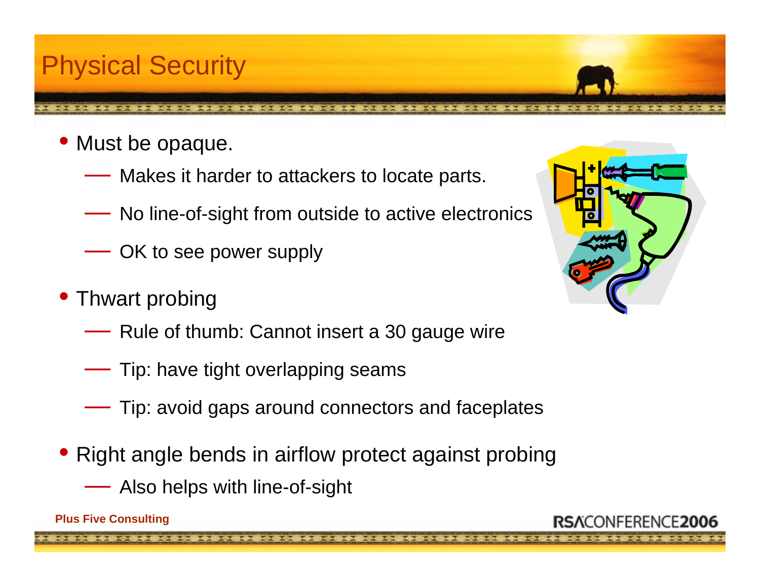# Physical Security

- Must be opaque.
  - Makes it harder to attackers to locate parts.
  - No line-of-sight from outside to active electronics
  - OK to see power supply
- Thwart probing
  - Rule of thumb: Cannot insert a 30 gauge wire
  - Tip: have tight overlapping seams
  - Tip: avoid gaps around connectors and faceplates
- Right angle bends in airflow protect against probing
  - Also helps with line-of-sight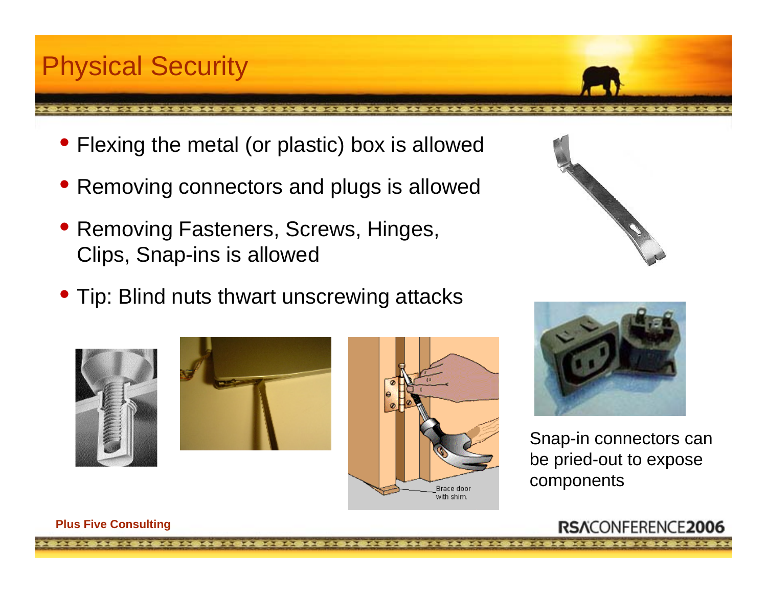# Physical Security

- Flexing the metal (or plastic) box is allowed
- Removing connectors and plugs is allowed
- Removing Fasteners, Screws, Hinges, Clips, Snap-ins is allowed
- Tip: Blind nuts thwart unscrewing attacks

Brace door with shim.

Snap-in connectors can be pried-out to expose components

Plus Five Consulting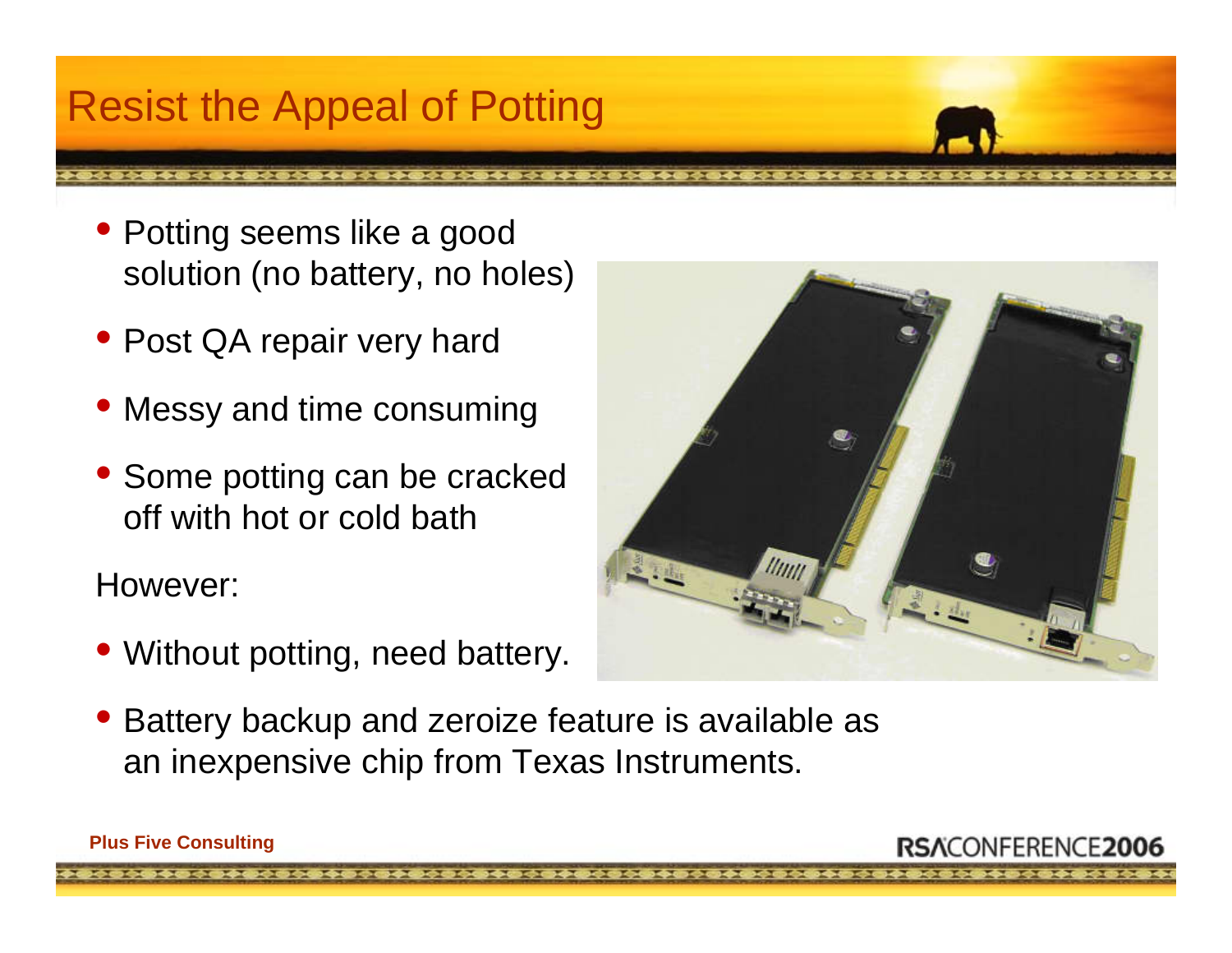# Resist the Appeal of Potting

- Potting seems like a good solution (no battery, no holes)
- Post QA repair very hard
- Messy and time consuming
- Some potting can be cracked off with hot or cold bath

However:

- Without potting, need battery.
- Battery backup and zeroize feature is available as an inexpensive chip from Texas Instruments.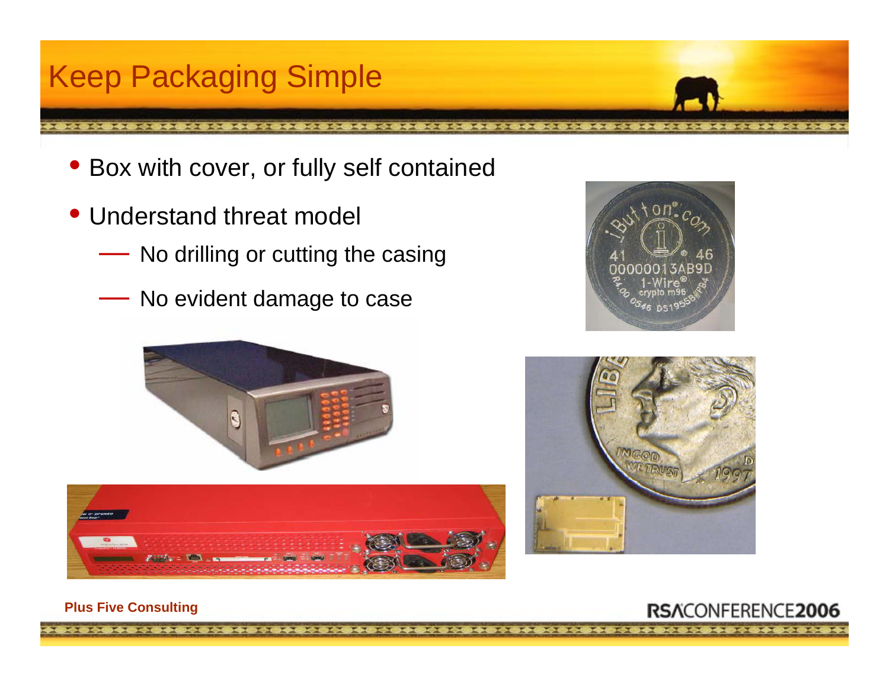# Keep Packaging Simple

- Box with cover, or fully self contained
- Understand threat model
  - No drilling or cutting the casing
  - No evident damage to case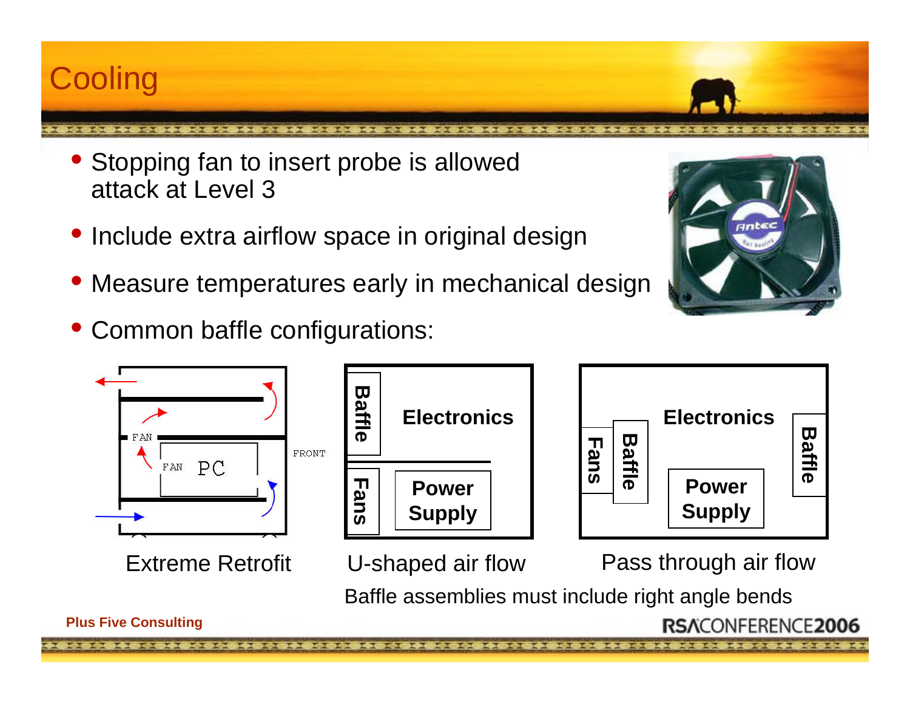# Cooling

- Stopping fan to insert probe is allowed attack at Level 3
- Include extra airflow space in original design
- Measure temperatures early in mechanical design
- Common baffle configurations:

FAN
FAN
PC
FRONT

Extreme Retrofit

Baffle
Electronics
Fans
Power Supply

U-shaped air flow

Electronics
Fans
Baffle
Power Supply
Baffle

Pass through air flow

Baffle assemblies must include right angle bends

Plus Five Consulting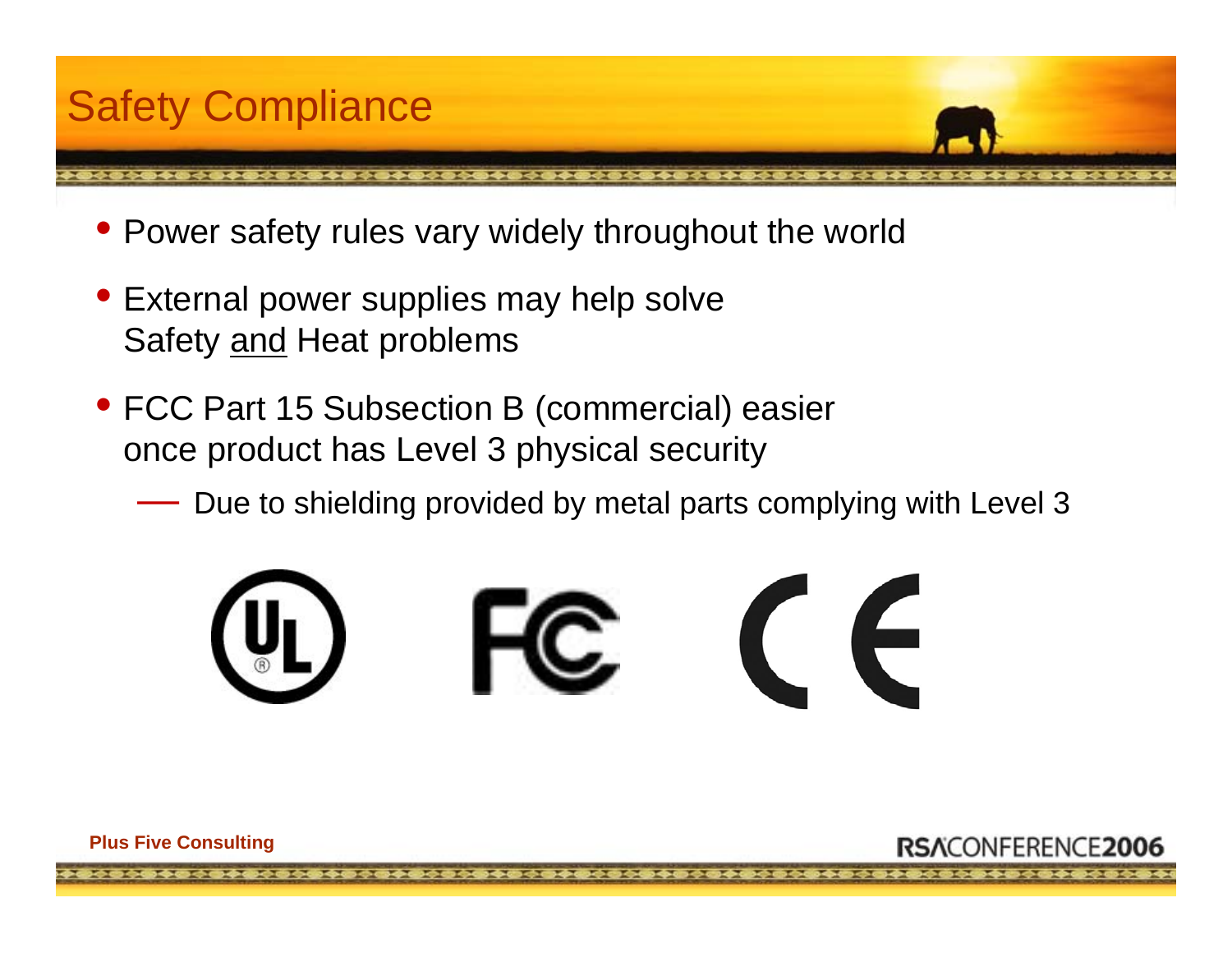# Safety Compliance

- Power safety rules vary widely throughout the world
- External power supplies may help solve Safety and Heat problems
- FCC Part 15 Subsection B (commercial) easier once product has Level 3 physical security
  - Due to shielding provided by metal parts complying with Level 3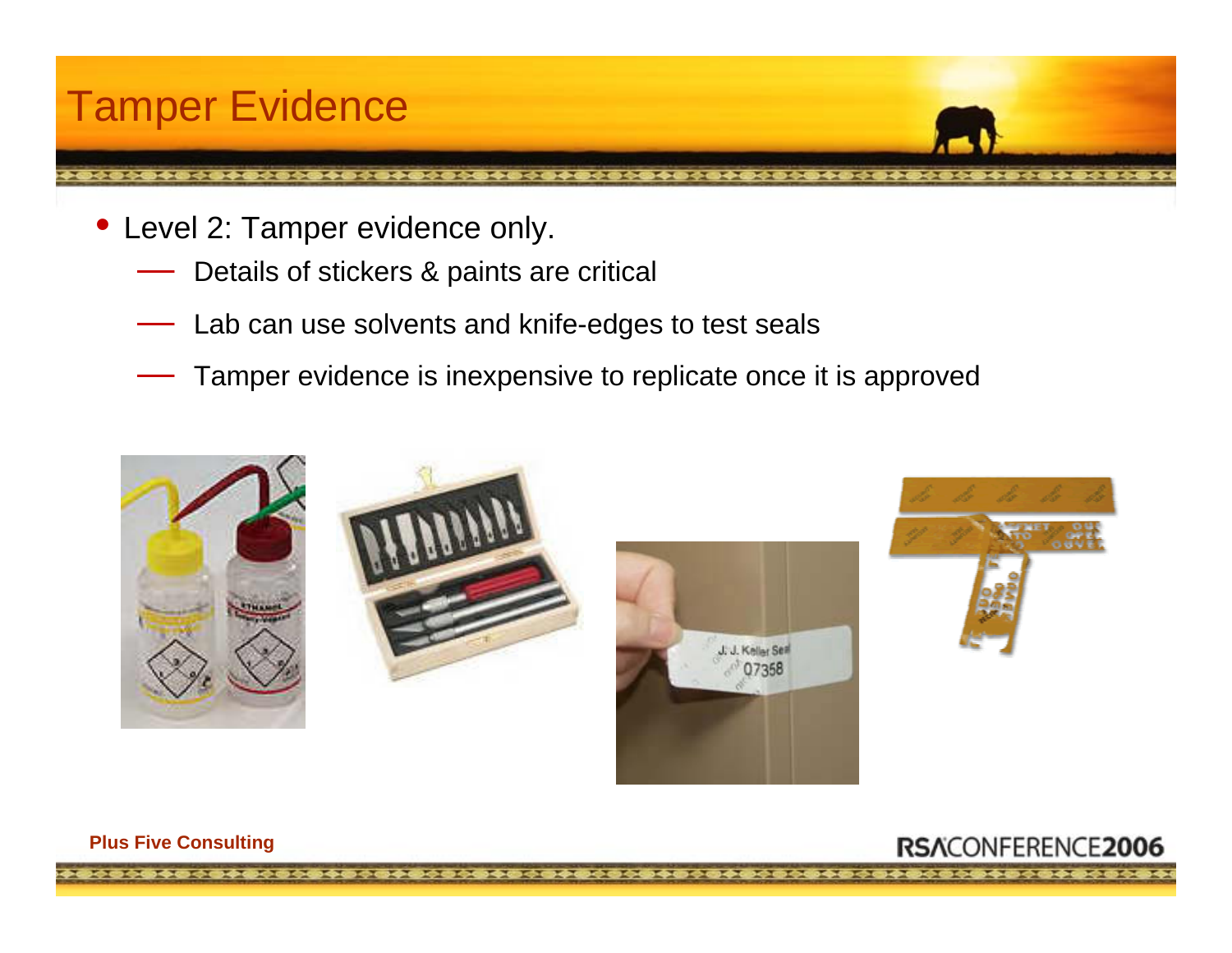# Tamper Evidence

- Level 2: Tamper evidence only.
  - Details of stickers & paints are critical
  - Lab can use solvents and knife-edges to test seals
  - Tamper evidence is inexpensive to replicate once it is approved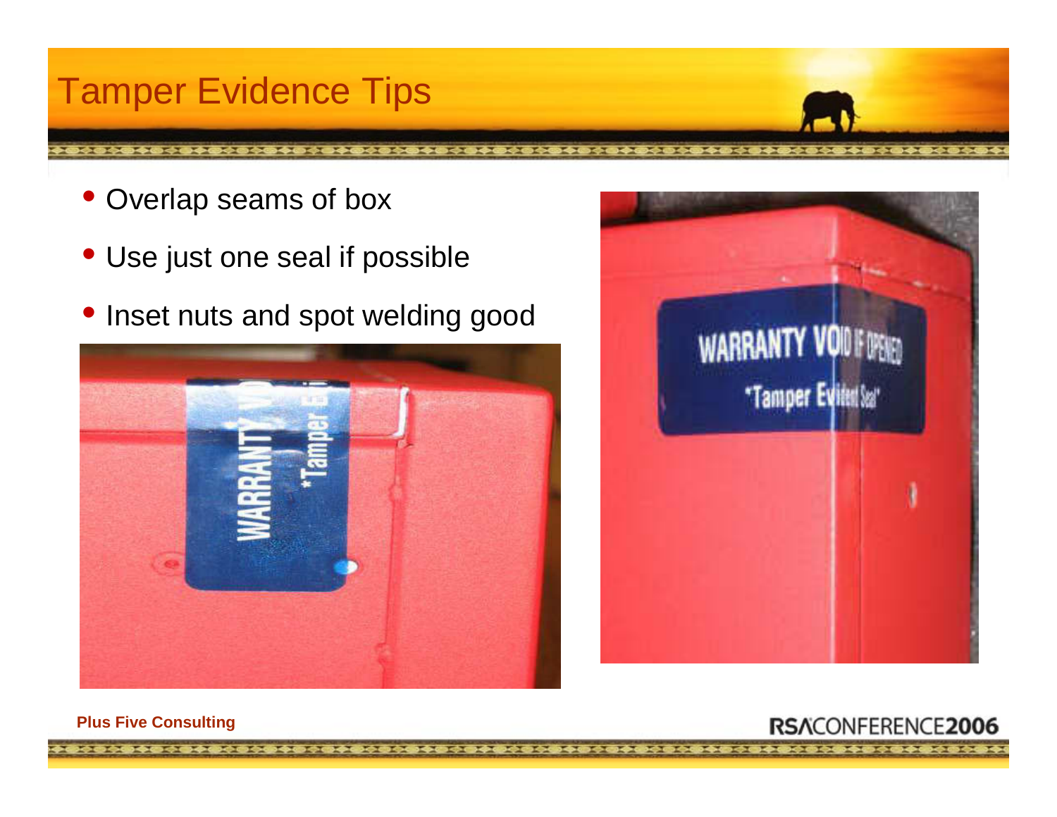# Tamper Evidence Tips

- Overlap seams of box
- Use just one seal if possible
- Inset nuts and spot welding good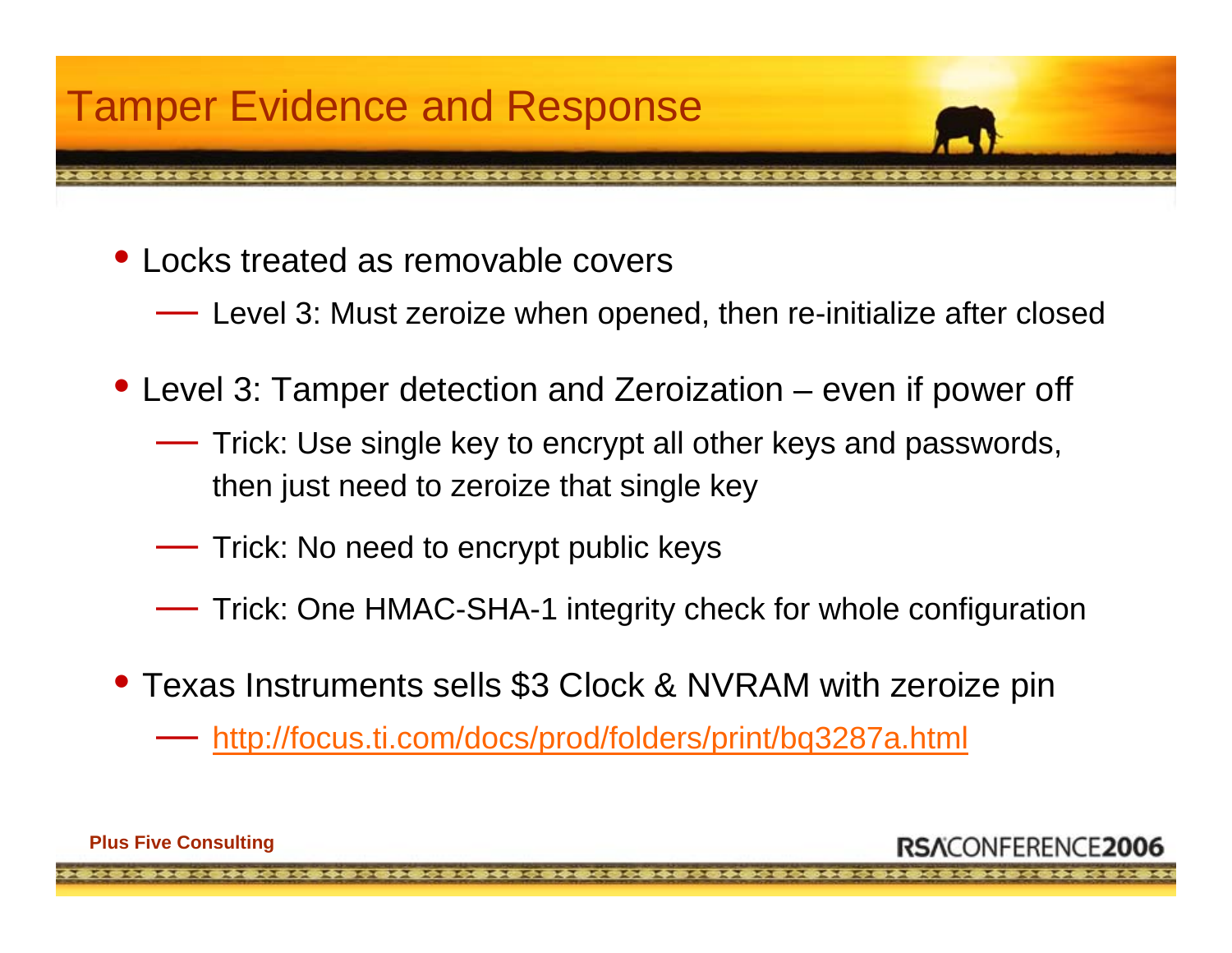# Tamper Evidence and Response

- Locks treated as removable covers
  - Level 3: Must zeroize when opened, then re-initialize after closed
- Level 3: Tamper detection and Zeroization – even if power off
  - Trick: Use single key to encrypt all other keys and passwords, then just need to zeroize that single key
  - Trick: No need to encrypt public keys
  - Trick: One HMAC-SHA-1 integrity check for whole configuration
- Texas Instruments sells $3 Clock & NVRAM with zeroize pin
  - http://focus.ti.com/docs/prod/folders/print/bq3287a.html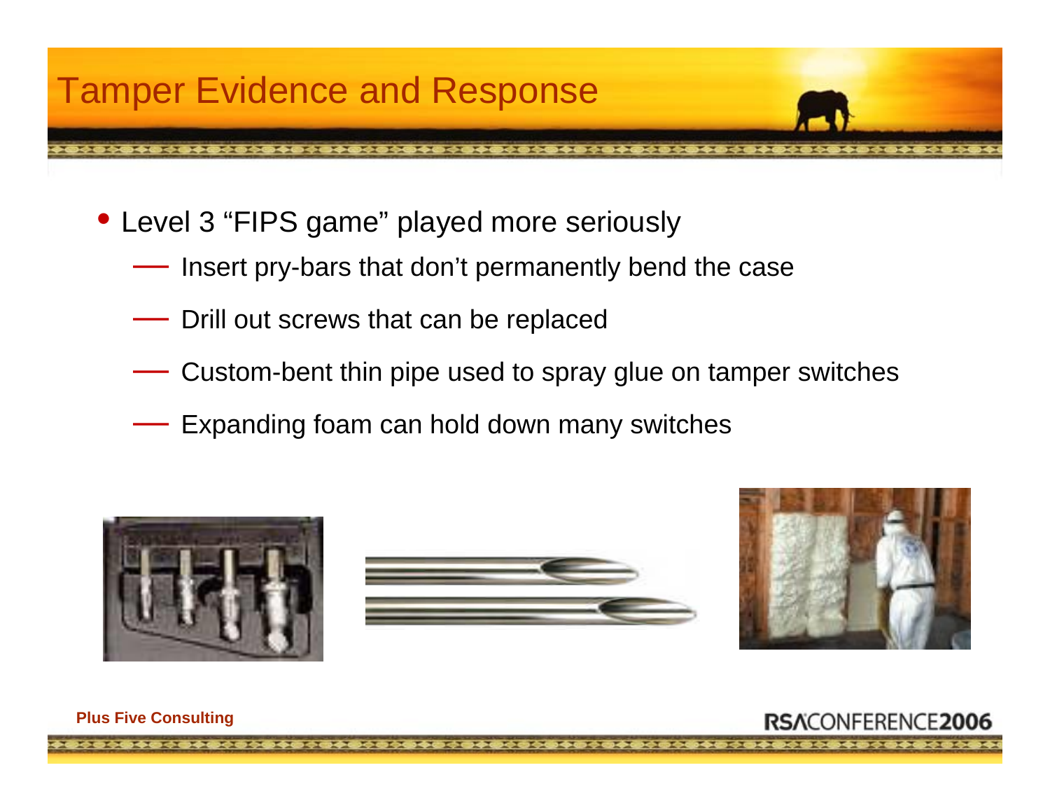# Tamper Evidence and Response

- Level 3 “FIPS game” played more seriously
  - Insert pry-bars that don’t permanently bend the case
  - Drill out screws that can be replaced
  - Custom-bent thin pipe used to spray glue on tamper switches
  - Expanding foam can hold down many switches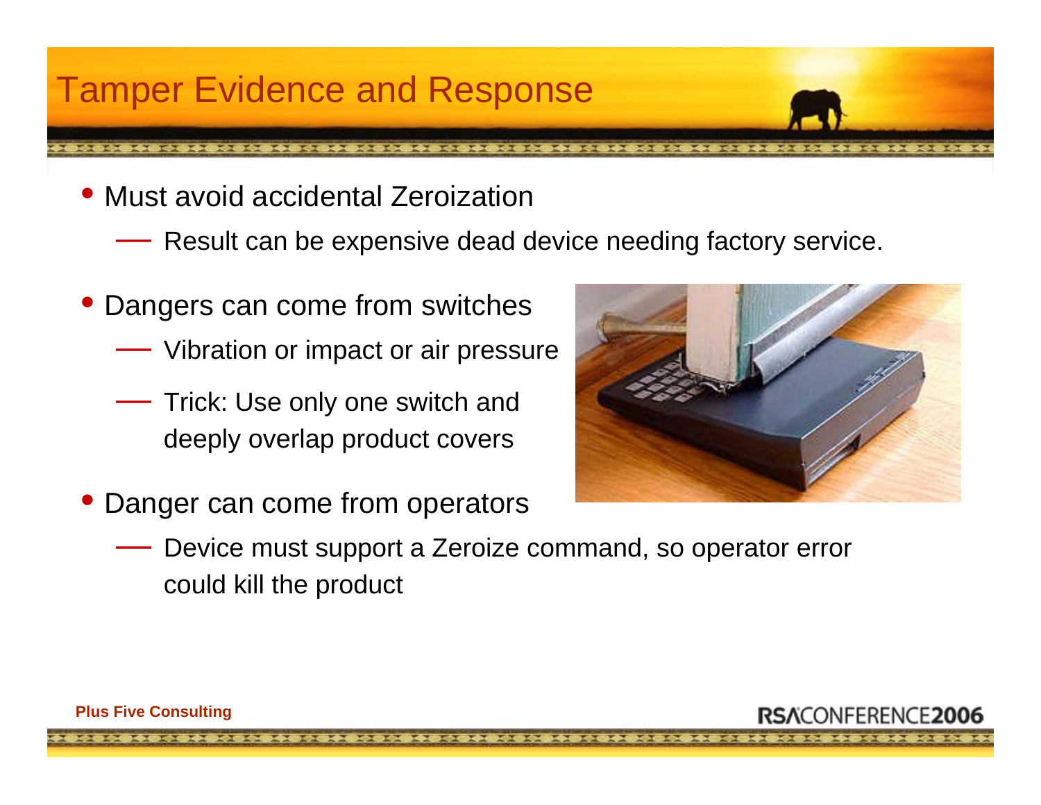# Tamper Evidence and Response

- Must avoid accidental Zeroization
  - Result can be expensive dead device needing factory service.
- Dangers can come from switches
  - Vibration or impact or air pressure
  - Trick: Use only one switch and deeply overlap product covers
- Danger can come from operators
  - Device must support a Zeroize command, so operator error could kill the product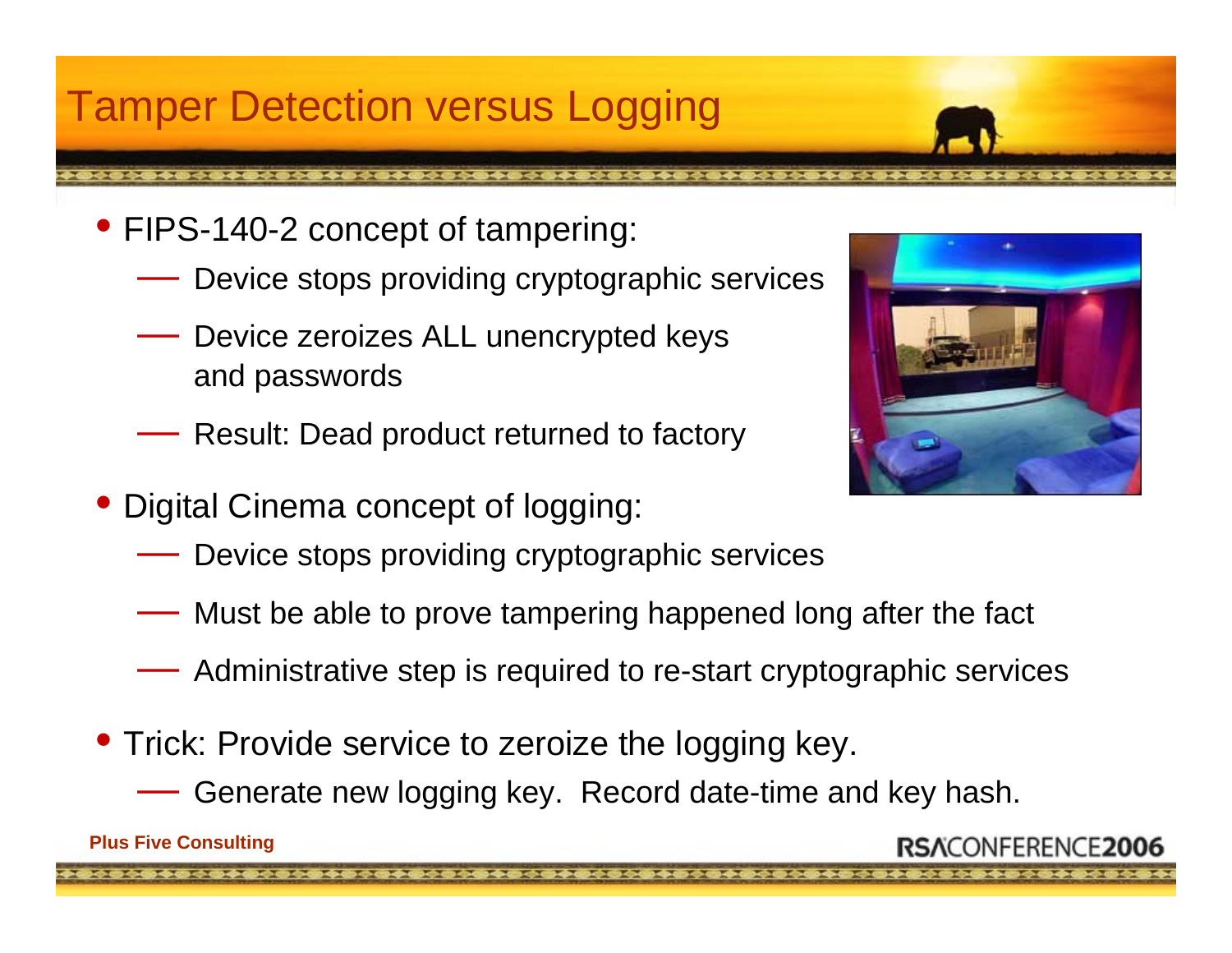# Tamper Detection versus Logging

- FIPS-140-2 concept of tampering:
  - Device stops providing cryptographic services
  - Device zeroizes ALL unencrypted keys and passwords
  - Result: Dead product returned to factory
- Digital Cinema concept of logging:
  - Device stops providing cryptographic services
  - Must be able to prove tampering happened long after the fact
  - Administrative step is required to re-start cryptographic services
- Trick: Provide service to zeroize the logging key.
  - Generate new logging key. Record date-time and key hash.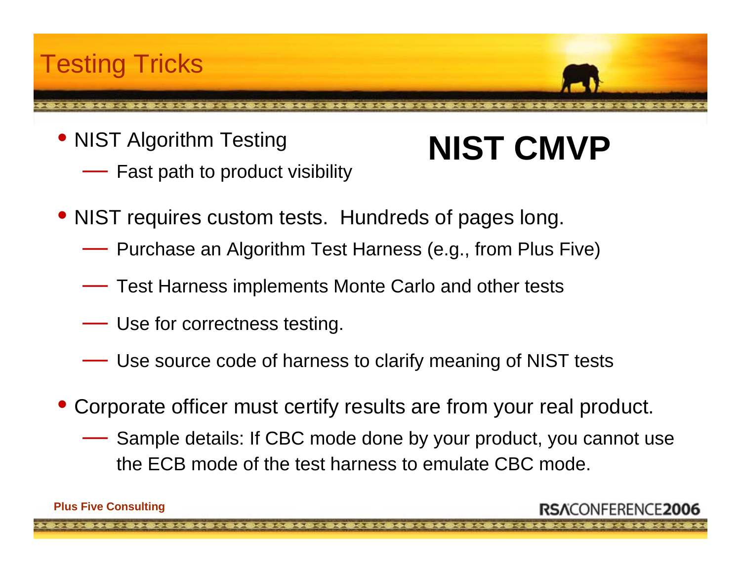# Testing Tricks

- NIST Algorithm Testing
  - Fast path to product visibility

**NIST CMVP**

- NIST requires custom tests. Hundreds of pages long.
  - Purchase an Algorithm Test Harness (e.g., from Plus Five)
  - Test Harness implements Monte Carlo and other tests
  - Use for correctness testing.
  - Use source code of harness to clarify meaning of NIST tests
- Corporate officer must certify results are from your real product.
  - Sample details: If CBC mode done by your product, you cannot use the ECB mode of the test harness to emulate CBC mode.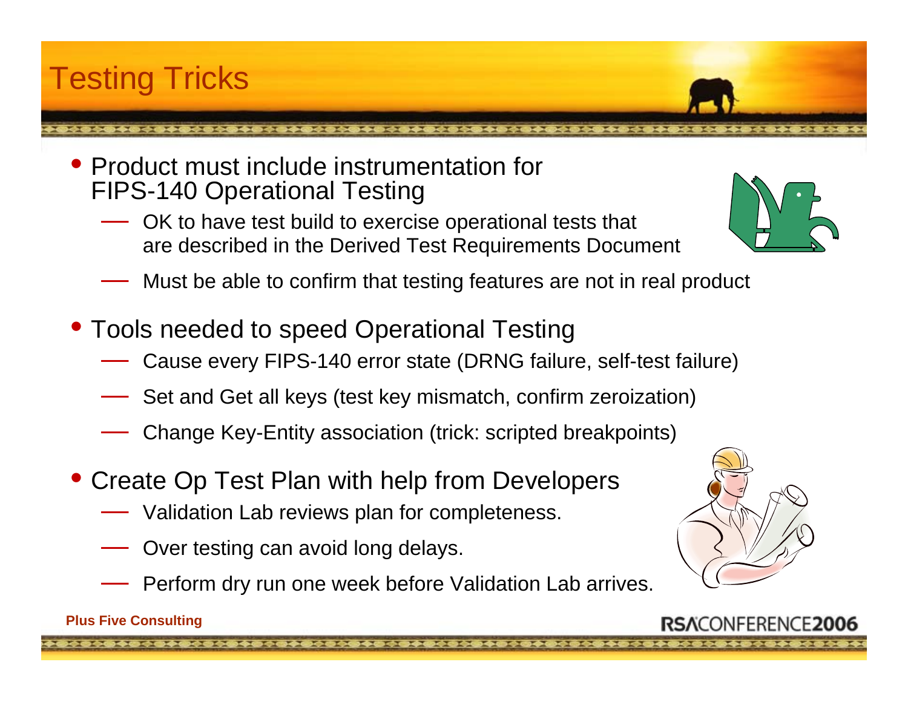# Testing Tricks

- Product must include instrumentation for FIPS-140 Operational Testing
  - OK to have test build to exercise operational tests that are described in the Derived Test Requirements Document
  - Must be able to confirm that testing features are not in real product
- Tools needed to speed Operational Testing
  - Cause every FIPS-140 error state (DRNG failure, self-test failure)
  - Set and Get all keys (test key mismatch, confirm zeroization)
  - Change Key-Entity association (trick: scripted breakpoints)
- Create Op Test Plan with help from Developers
  - Validation Lab reviews plan for completeness.
  - Over testing can avoid long delays.
  - Perform dry run one week before Validation Lab arrives.

Plus Five Consulting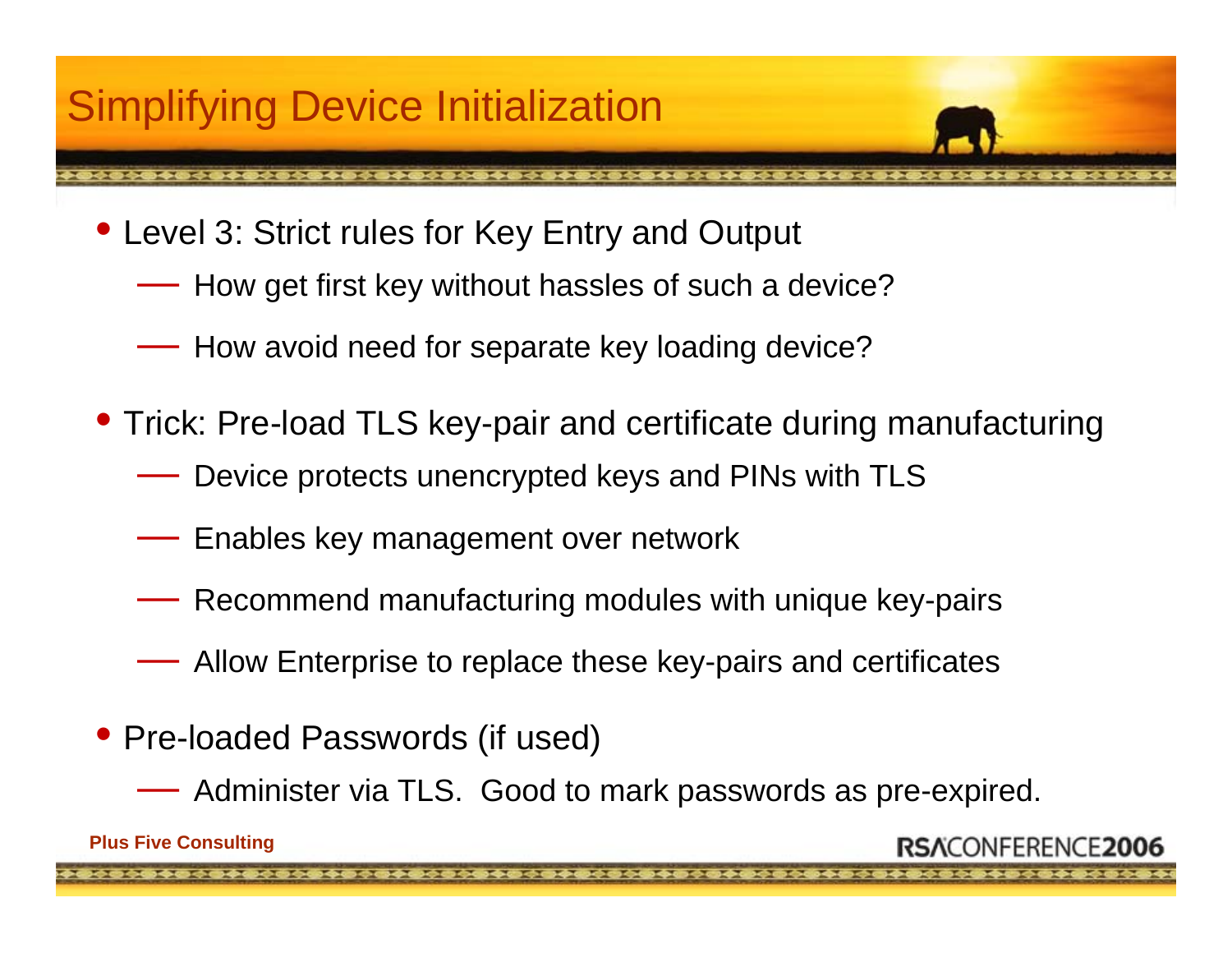# Simplifying Device Initialization

- Level 3: Strict rules for Key Entry and Output
  - How get first key without hassles of such a device?
  - How avoid need for separate key loading device?
- Trick: Pre-load TLS key-pair and certificate during manufacturing
  - Device protects unencrypted keys and PINs with TLS
  - Enables key management over network
  - Recommend manufacturing modules with unique key-pairs
  - Allow Enterprise to replace these key-pairs and certificates
- Pre-loaded Passwords (if used)
  - Administer via TLS. Good to mark passwords as pre-expired.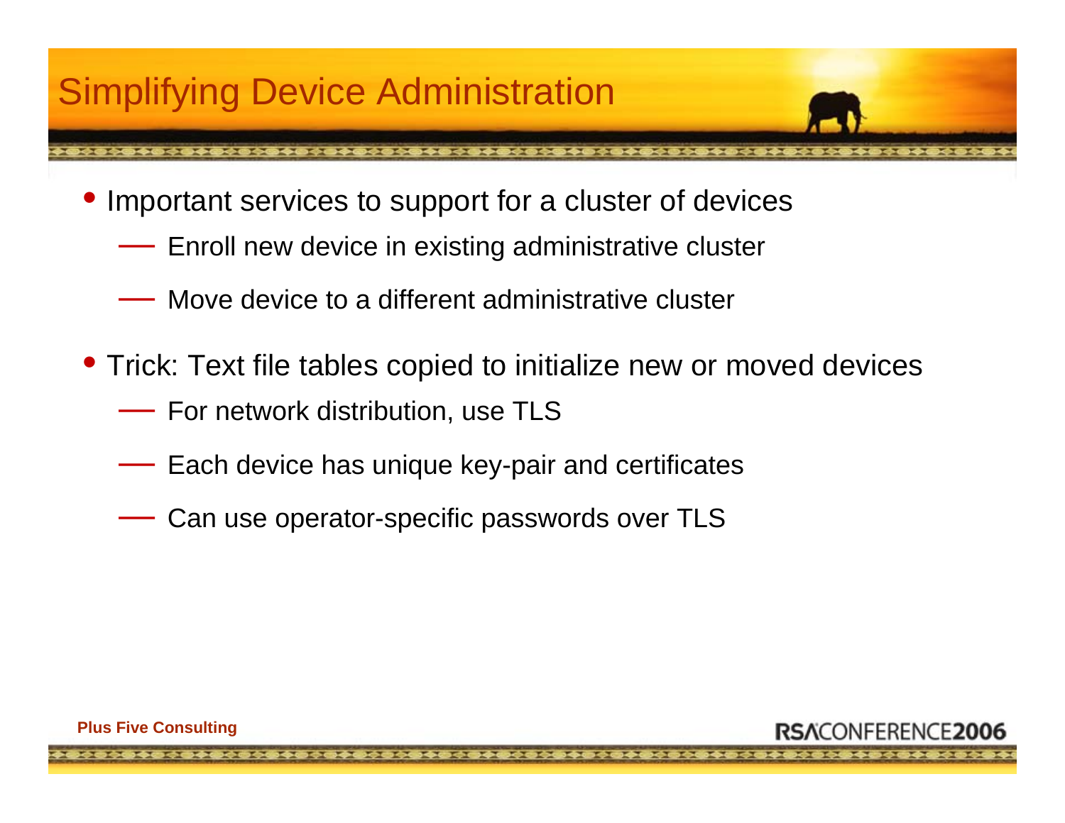# Simplifying Device Administration

- Important services to support for a cluster of devices
  - Enroll new device in existing administrative cluster
  - Move device to a different administrative cluster
- Trick: Text file tables copied to initialize new or moved devices
  - For network distribution, use TLS
  - Each device has unique key-pair and certificates
  - Can use operator-specific passwords over TLS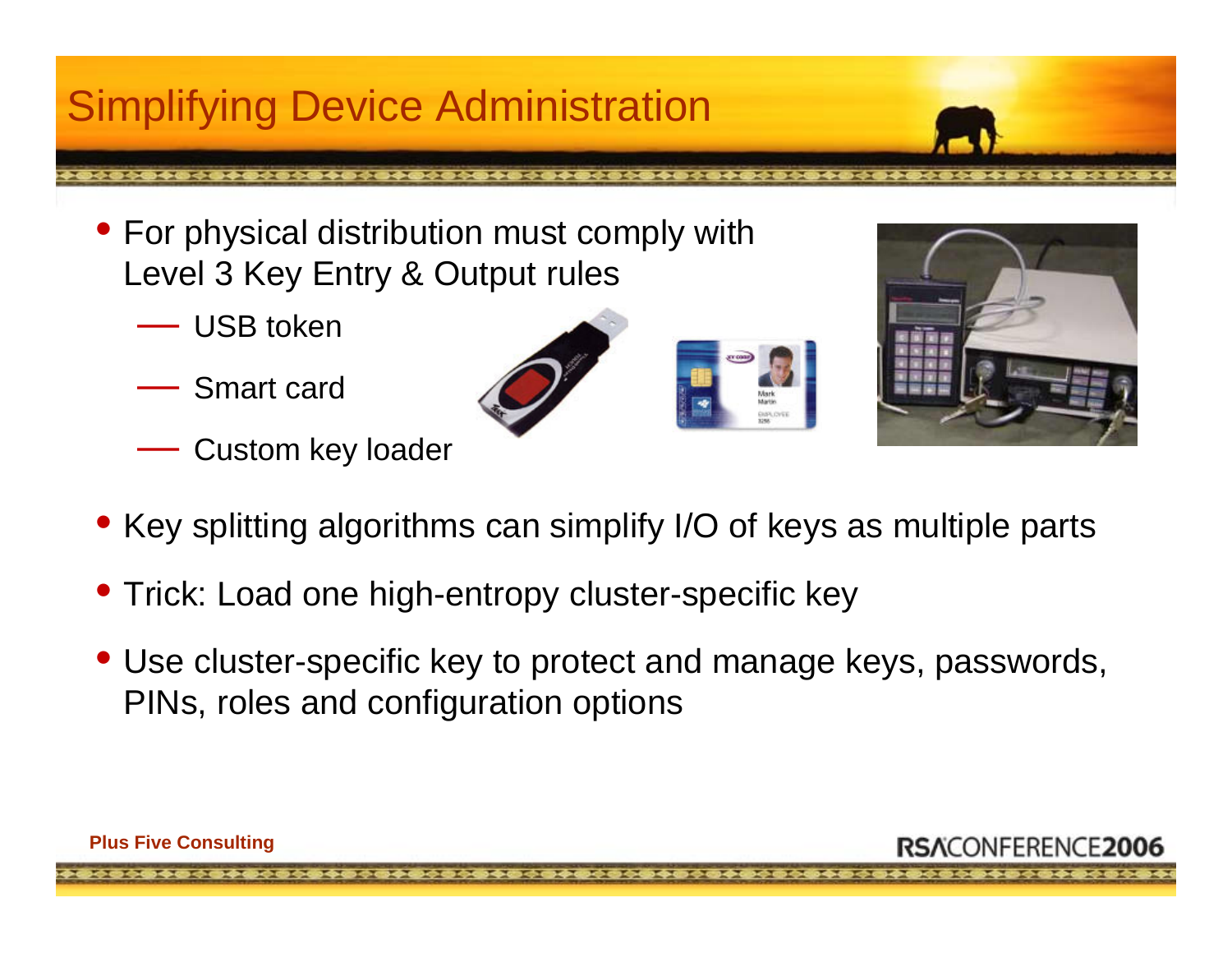# Simplifying Device Administration

- For physical distribution must comply with Level 3 Key Entry & Output rules
  - USB token
  - Smart card
  - Custom key loader
- Key splitting algorithms can simplify I/O of keys as multiple parts
- Trick: Load one high-entropy cluster-specific key
- Use cluster-specific key to protect and manage keys, passwords, PINs, roles and configuration options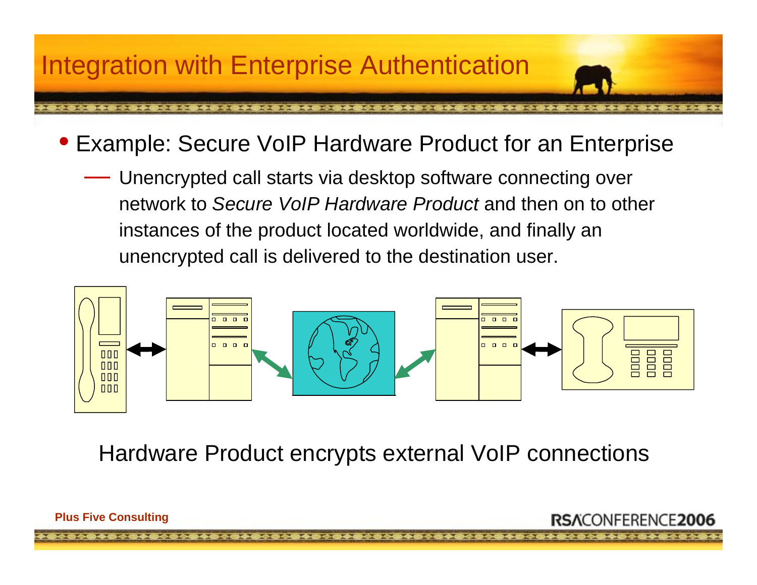# Integration with Enterprise Authentication

- Example: Secure VoIP Hardware Product for an Enterprise
  - Unencrypted call starts via desktop software connecting over network to *Secure VoIP Hardware Product* and then on to other instances of the product located worldwide, and finally an unencrypted call is delivered to the destination user.

Hardware Product encrypts external VoIP connections

Plus Five Consulting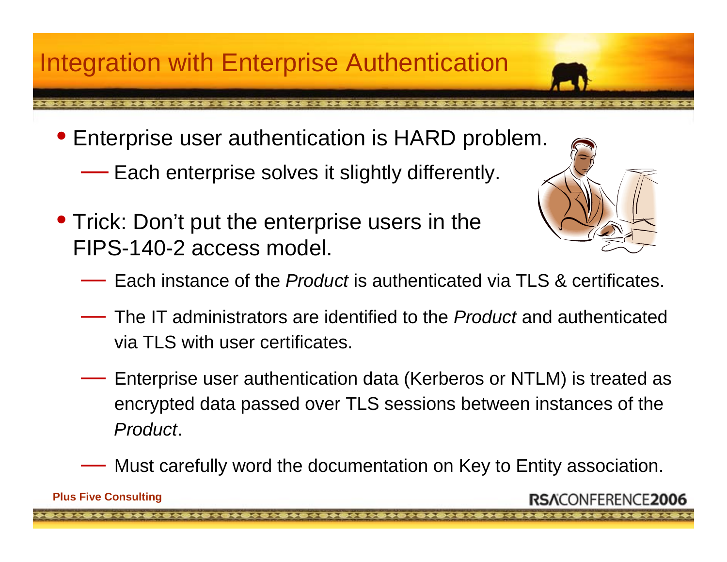# Integration with Enterprise Authentication

- Enterprise user authentication is HARD problem.
  - Each enterprise solves it slightly differently.
- Trick: Don't put the enterprise users in the FIPS-140-2 access model.
  - Each instance of the *Product* is authenticated via TLS & certificates.
  - The IT administrators are identified to the *Product* and authenticated via TLS with user certificates.
  - Enterprise user authentication data (Kerberos or NTLM) is treated as encrypted data passed over TLS sessions between instances of the *Product*.
  - Must carefully word the documentation on Key to Entity association.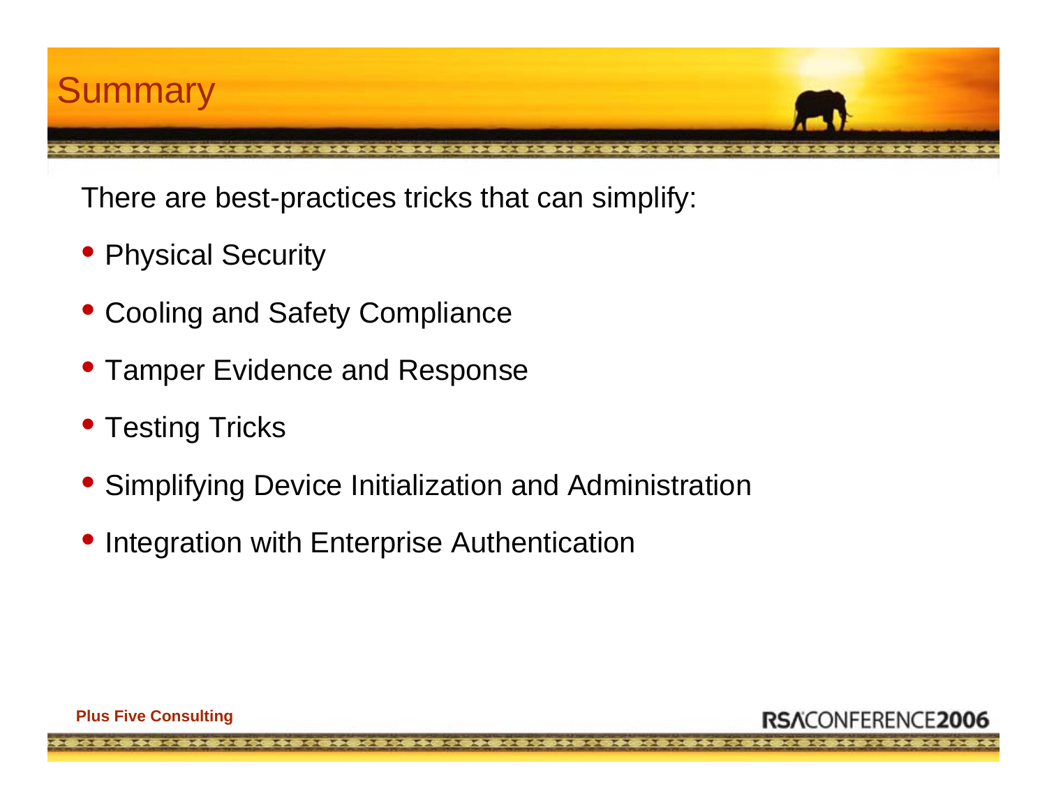# Summary

There are best-practices tricks that can simplify:

- Physical Security
- Cooling and Safety Compliance
- Tamper Evidence and Response
- Testing Tricks
- Simplifying Device Initialization and Administration
- Integration with Enterprise Authentication